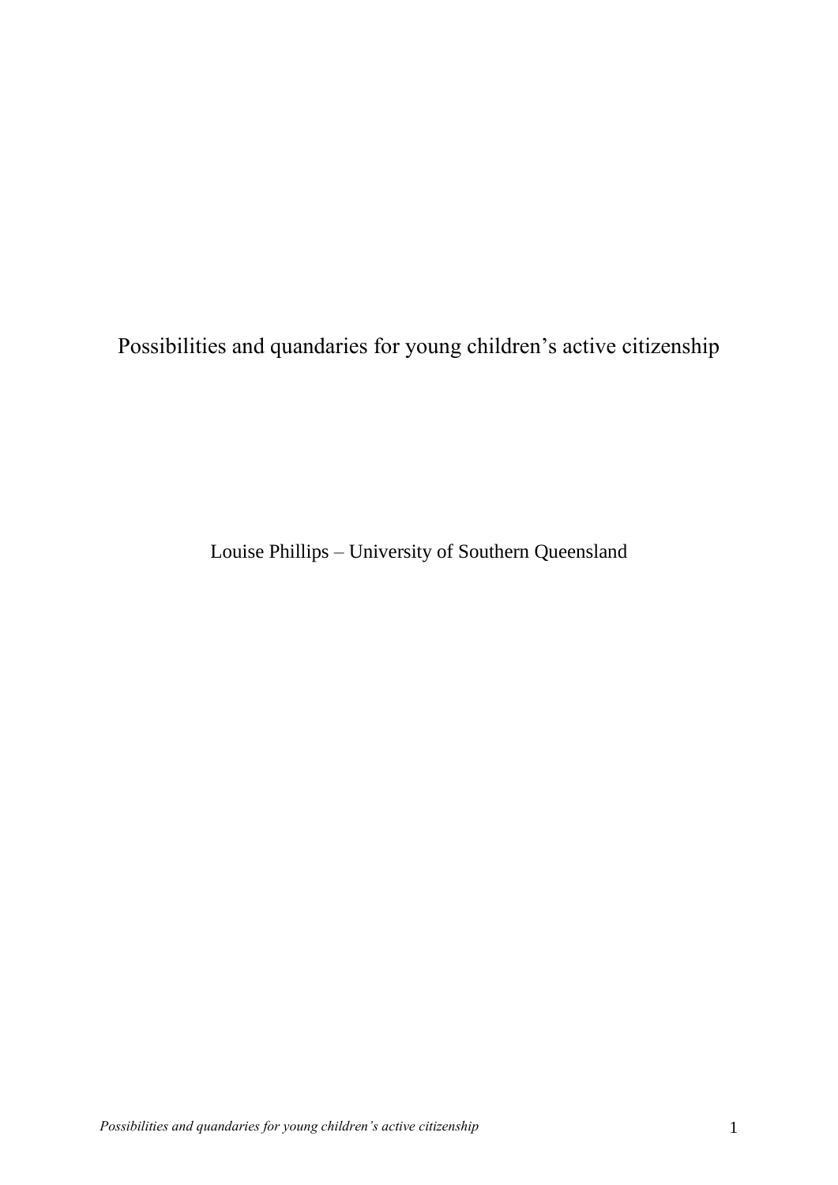# Possibilities and quandaries for young children’s active citizenship

Louise Phillips – University of Southern Queensland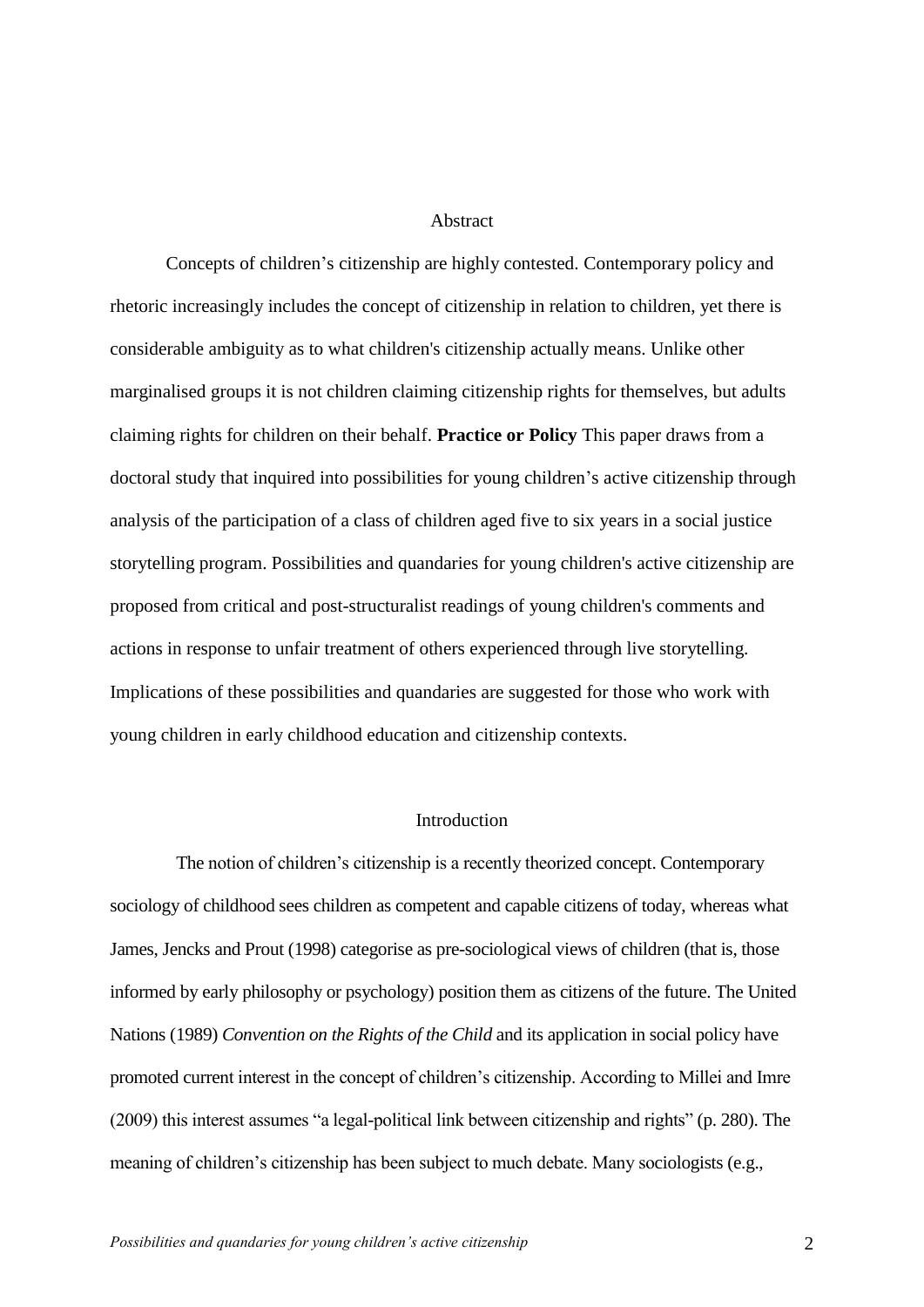## Abstract

Concepts of children's citizenship are highly contested. Contemporary policy and rhetoric increasingly includes the concept of citizenship in relation to children, yet there is considerable ambiguity as to what children's citizenship actually means. Unlike other marginalised groups it is not children claiming citizenship rights for themselves, but adults claiming rights for children on their behalf. **Practice or Policy** This paper draws from a doctoral study that inquired into possibilities for young children's active citizenship through analysis of the participation of a class of children aged five to six years in a social justice storytelling program. Possibilities and quandaries for young children's active citizenship are proposed from critical and post-structuralist readings of young children's comments and actions in response to unfair treatment of others experienced through live storytelling. Implications of these possibilities and quandaries are suggested for those who work with young children in early childhood education and citizenship contexts.

## Introduction

The notion of children's citizenship is a recently theorized concept. Contemporary sociology of childhood sees children as competent and capable citizens of today, whereas what James, Jencks and Prout (1998) categorise as pre-sociological views of children (that is, those informed by early philosophy or psychology) position them as citizens of the future. The United Nations (1989) *Convention on the Rights of the Child* and its application in social policy have promoted current interest in the concept of children's citizenship. According to Millei and Imre (2009) this interest assumes "a legal-political link between citizenship and rights" (p. 280). The meaning of children's citizenship has been subject to much debate. Many sociologists (e.g.,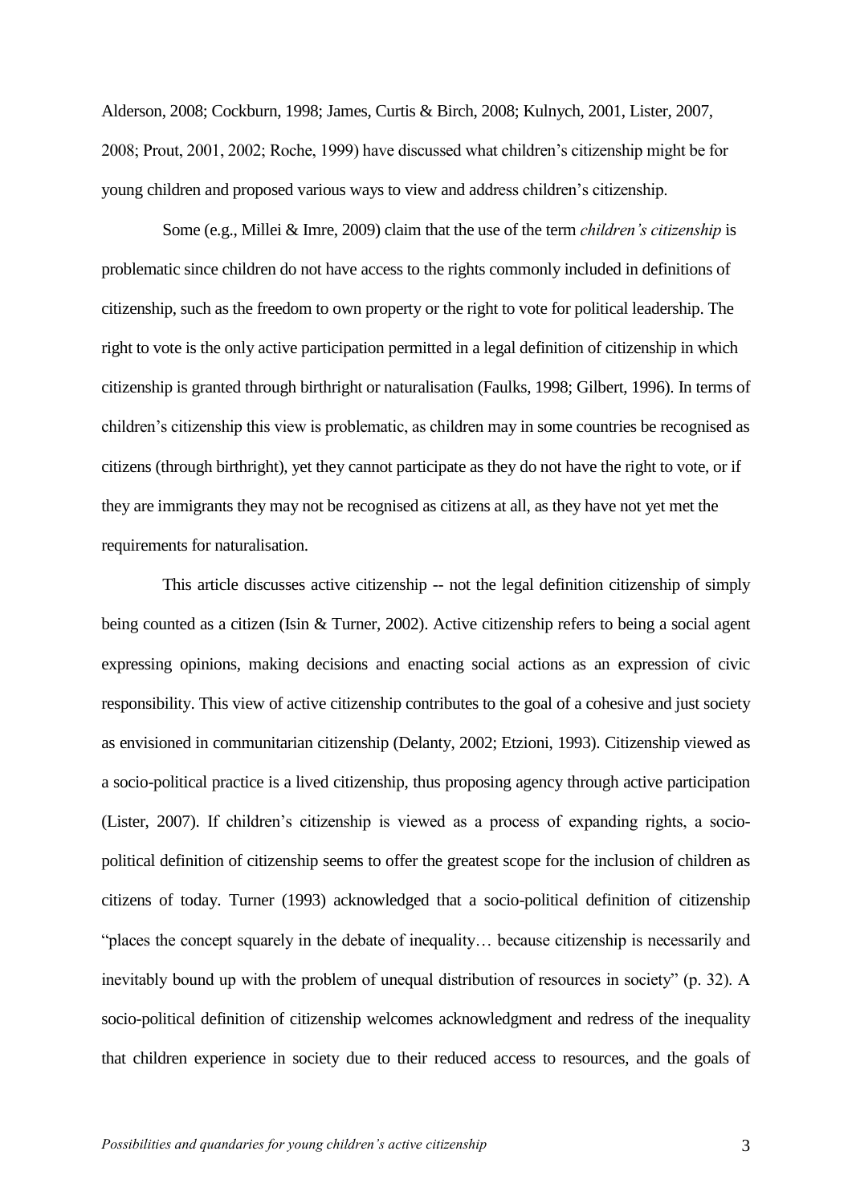Alderson, 2008; Cockburn, 1998; James, Curtis & Birch, 2008; Kulnych, 2001, Lister, 2007, 2008; Prout, 2001, 2002; Roche, 1999) have discussed what children's citizenship might be for young children and proposed various ways to view and address children's citizenship.

Some (e.g., Millei & Imre, 2009) claim that the use of the term *children's citizenship* is problematic since children do not have access to the rights commonly included in definitions of citizenship, such as the freedom to own property or the right to vote for political leadership. The right to vote is the only active participation permitted in a legal definition of citizenship in which citizenship is granted through birthright or naturalisation (Faulks, 1998; Gilbert, 1996). In terms of children's citizenship this view is problematic, as children may in some countries be recognised as citizens (through birthright), yet they cannot participate as they do not have the right to vote, or if they are immigrants they may not be recognised as citizens at all, as they have not yet met the requirements for naturalisation.

This article discusses active citizenship -- not the legal definition citizenship of simply being counted as a citizen (Isin & Turner, 2002). Active citizenship refers to being a social agent expressing opinions, making decisions and enacting social actions as an expression of civic responsibility. This view of active citizenship contributes to the goal of a cohesive and just society as envisioned in communitarian citizenship (Delanty, 2002; Etzioni, 1993). Citizenship viewed as a socio-political practice is a lived citizenship, thus proposing agency through active participation (Lister, 2007). If children's citizenship is viewed as a process of expanding rights, a socio-political definition of citizenship seems to offer the greatest scope for the inclusion of children as citizens of today. Turner (1993) acknowledged that a socio-political definition of citizenship "places the concept squarely in the debate of inequality… because citizenship is necessarily and inevitably bound up with the problem of unequal distribution of resources in society" (p. 32). A socio-political definition of citizenship welcomes acknowledgment and redress of the inequality that children experience in society due to their reduced access to resources, and the goals of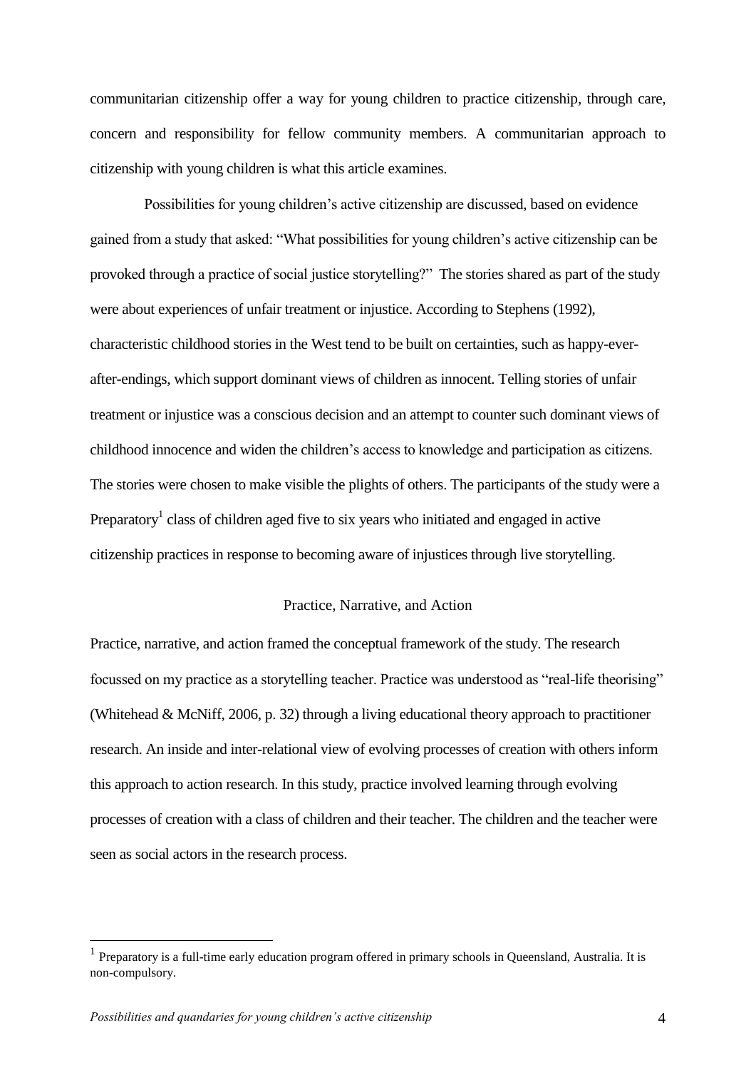communitarian citizenship offer a way for young children to practice citizenship, through care, concern and responsibility for fellow community members. A communitarian approach to citizenship with young children is what this article examines.

Possibilities for young children's active citizenship are discussed, based on evidence gained from a study that asked: "What possibilities for young children's active citizenship can be provoked through a practice of social justice storytelling?" The stories shared as part of the study were about experiences of unfair treatment or injustice. According to Stephens (1992), characteristic childhood stories in the West tend to be built on certainties, such as happy-ever-after-endings, which support dominant views of children as innocent. Telling stories of unfair treatment or injustice was a conscious decision and an attempt to counter such dominant views of childhood innocence and widen the children's access to knowledge and participation as citizens. The stories were chosen to make visible the plights of others. The participants of the study were a Preparatory[1] class of children aged five to six years who initiated and engaged in active citizenship practices in response to becoming aware of injustices through live storytelling.

## Practice, Narrative, and Action

Practice, narrative, and action framed the conceptual framework of the study. The research focussed on my practice as a storytelling teacher. Practice was understood as "real-life theorising" (Whitehead & McNiff, 2006, p. 32) through a living educational theory approach to practitioner research. An inside and inter-relational view of evolving processes of creation with others inform this approach to action research. In this study, practice involved learning through evolving processes of creation with a class of children and their teacher. The children and the teacher were seen as social actors in the research process.

[1] Preparatory is a full-time early education program offered in primary schools in Queensland, Australia. It is non-compulsory.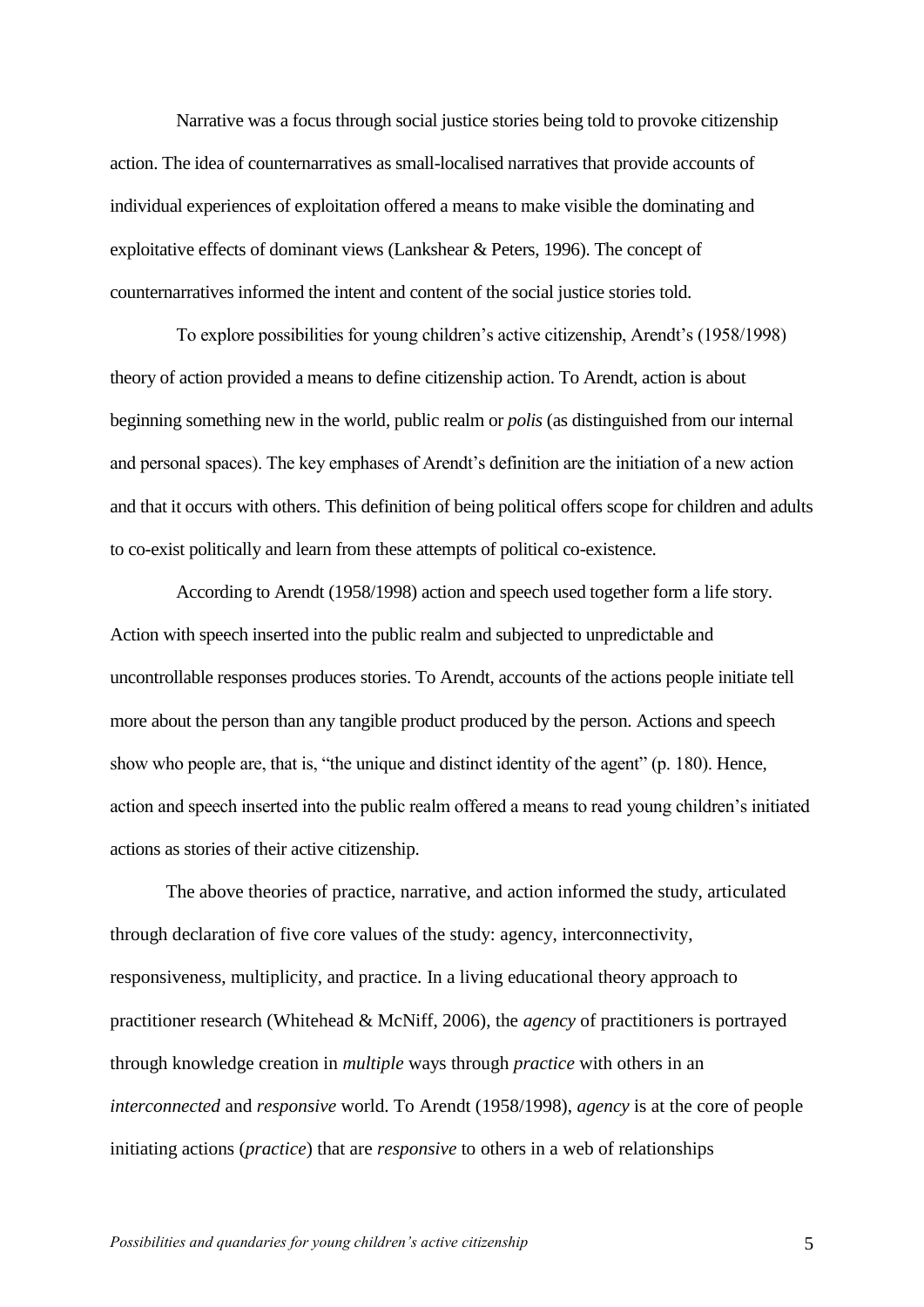Narrative was a focus through social justice stories being told to provoke citizenship action. The idea of counternarratives as small-localised narratives that provide accounts of individual experiences of exploitation offered a means to make visible the dominating and exploitative effects of dominant views (Lankshear & Peters, 1996). The concept of counternarratives informed the intent and content of the social justice stories told.

To explore possibilities for young children's active citizenship, Arendt's (1958/1998) theory of action provided a means to define citizenship action. To Arendt, action is about beginning something new in the world, public realm or *polis* (as distinguished from our internal and personal spaces). The key emphases of Arendt's definition are the initiation of a new action and that it occurs with others. This definition of being political offers scope for children and adults to co-exist politically and learn from these attempts of political co-existence.

According to Arendt (1958/1998) action and speech used together form a life story. Action with speech inserted into the public realm and subjected to unpredictable and uncontrollable responses produces stories. To Arendt, accounts of the actions people initiate tell more about the person than any tangible product produced by the person. Actions and speech show who people are, that is, "the unique and distinct identity of the agent" (p. 180). Hence, action and speech inserted into the public realm offered a means to read young children's initiated actions as stories of their active citizenship.

The above theories of practice, narrative, and action informed the study, articulated through declaration of five core values of the study: agency, interconnectivity, responsiveness, multiplicity, and practice. In a living educational theory approach to practitioner research (Whitehead & McNiff, 2006), the *agency* of practitioners is portrayed through knowledge creation in *multiple* ways through *practice* with others in an *interconnected* and *responsive* world. To Arendt (1958/1998), *agency* is at the core of people initiating actions (*practice*) that are *responsive* to others in a web of relationships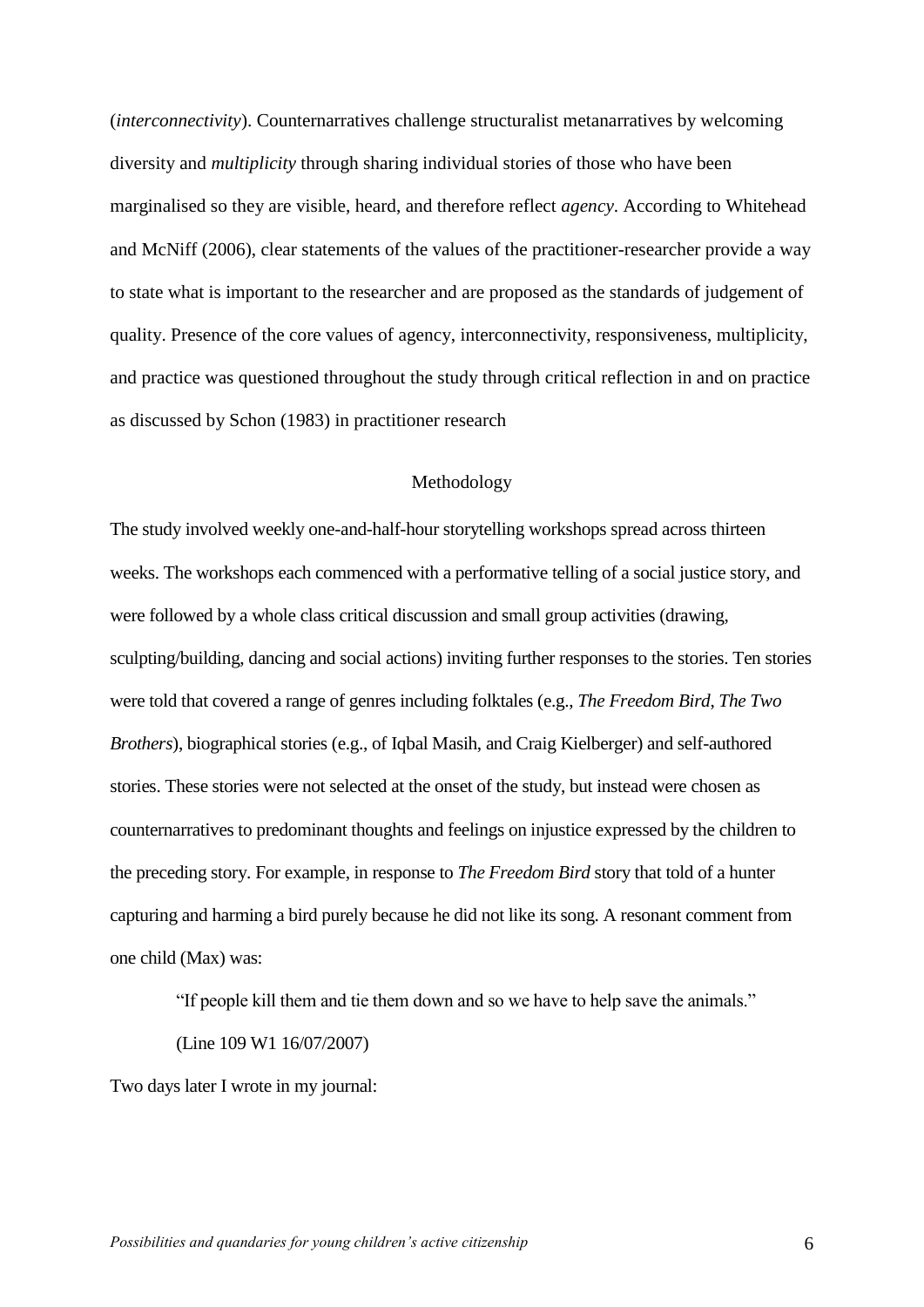(*interconnectivity*). Counternarratives challenge structuralist metanarratives by welcoming diversity and *multiplicity* through sharing individual stories of those who have been marginalised so they are visible, heard, and therefore reflect *agency*. According to Whitehead and McNiff (2006), clear statements of the values of the practitioner-researcher provide a way to state what is important to the researcher and are proposed as the standards of judgement of quality. Presence of the core values of agency, interconnectivity, responsiveness, multiplicity, and practice was questioned throughout the study through critical reflection in and on practice as discussed by Schon (1983) in practitioner research

## Methodology

The study involved weekly one-and-half-hour storytelling workshops spread across thirteen weeks. The workshops each commenced with a performative telling of a social justice story, and were followed by a whole class critical discussion and small group activities (drawing, sculpting/building, dancing and social actions) inviting further responses to the stories. Ten stories were told that covered a range of genres including folktales (e.g., *The Freedom Bird*, *The Two Brothers*), biographical stories (e.g., of Iqbal Masih, and Craig Kielberger) and self-authored stories. These stories were not selected at the onset of the study, but instead were chosen as counternarratives to predominant thoughts and feelings on injustice expressed by the children to the preceding story. For example, in response to *The Freedom Bird* story that told of a hunter capturing and harming a bird purely because he did not like its song. A resonant comment from one child (Max) was:

> "If people kill them and tie them down and so we have to help save the animals."
>
> (Line 109 W1 16/07/2007)

Two days later I wrote in my journal: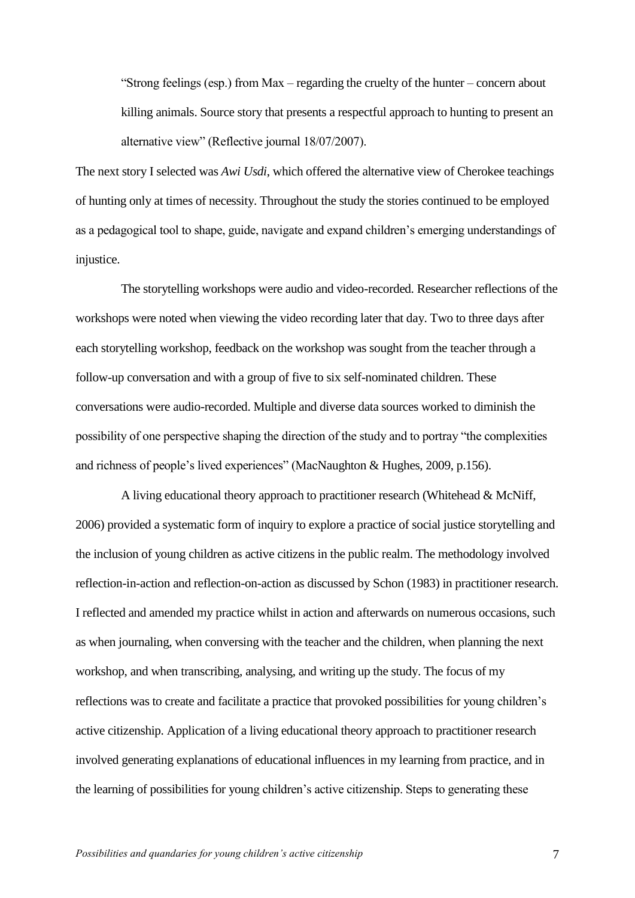> "Strong feelings (esp.) from Max – regarding the cruelty of the hunter – concern about killing animals. Source story that presents a respectful approach to hunting to present an alternative view" (Reflective journal 18/07/2007).

The next story I selected was *Awi Usdi*, which offered the alternative view of Cherokee teachings of hunting only at times of necessity. Throughout the study the stories continued to be employed as a pedagogical tool to shape, guide, navigate and expand children's emerging understandings of injustice.

The storytelling workshops were audio and video-recorded. Researcher reflections of the workshops were noted when viewing the video recording later that day. Two to three days after each storytelling workshop, feedback on the workshop was sought from the teacher through a follow-up conversation and with a group of five to six self-nominated children. These conversations were audio-recorded. Multiple and diverse data sources worked to diminish the possibility of one perspective shaping the direction of the study and to portray "the complexities and richness of people's lived experiences" (MacNaughton & Hughes, 2009, p.156).

A living educational theory approach to practitioner research (Whitehead & McNiff, 2006) provided a systematic form of inquiry to explore a practice of social justice storytelling and the inclusion of young children as active citizens in the public realm. The methodology involved reflection-in-action and reflection-on-action as discussed by Schon (1983) in practitioner research. I reflected and amended my practice whilst in action and afterwards on numerous occasions, such as when journaling, when conversing with the teacher and the children, when planning the next workshop, and when transcribing, analysing, and writing up the study. The focus of my reflections was to create and facilitate a practice that provoked possibilities for young children's active citizenship. Application of a living educational theory approach to practitioner research involved generating explanations of educational influences in my learning from practice, and in the learning of possibilities for young children's active citizenship. Steps to generating these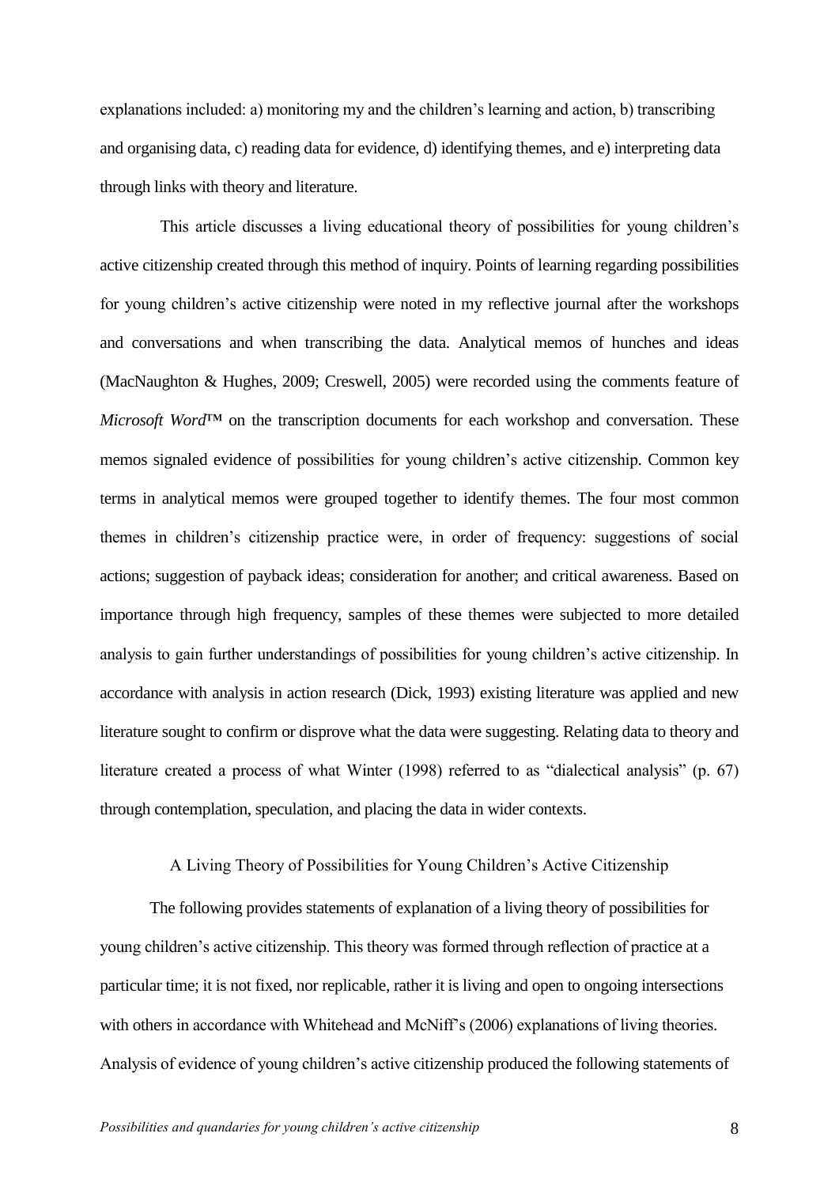explanations included: a) monitoring my and the children's learning and action, b) transcribing and organising data, c) reading data for evidence, d) identifying themes, and e) interpreting data through links with theory and literature.

This article discusses a living educational theory of possibilities for young children's active citizenship created through this method of inquiry. Points of learning regarding possibilities for young children's active citizenship were noted in my reflective journal after the workshops and conversations and when transcribing the data. Analytical memos of hunches and ideas (MacNaughton & Hughes, 2009; Creswell, 2005) were recorded using the comments feature of *Microsoft Word*™ on the transcription documents for each workshop and conversation. These memos signaled evidence of possibilities for young children's active citizenship. Common key terms in analytical memos were grouped together to identify themes. The four most common themes in children's citizenship practice were, in order of frequency: suggestions of social actions; suggestion of payback ideas; consideration for another; and critical awareness. Based on importance through high frequency, samples of these themes were subjected to more detailed analysis to gain further understandings of possibilities for young children's active citizenship. In accordance with analysis in action research (Dick, 1993) existing literature was applied and new literature sought to confirm or disprove what the data were suggesting. Relating data to theory and literature created a process of what Winter (1998) referred to as "dialectical analysis" (p. 67) through contemplation, speculation, and placing the data in wider contexts.

## A Living Theory of Possibilities for Young Children's Active Citizenship

The following provides statements of explanation of a living theory of possibilities for young children's active citizenship. This theory was formed through reflection of practice at a particular time; it is not fixed, nor replicable, rather it is living and open to ongoing intersections with others in accordance with Whitehead and McNiff's (2006) explanations of living theories. Analysis of evidence of young children's active citizenship produced the following statements of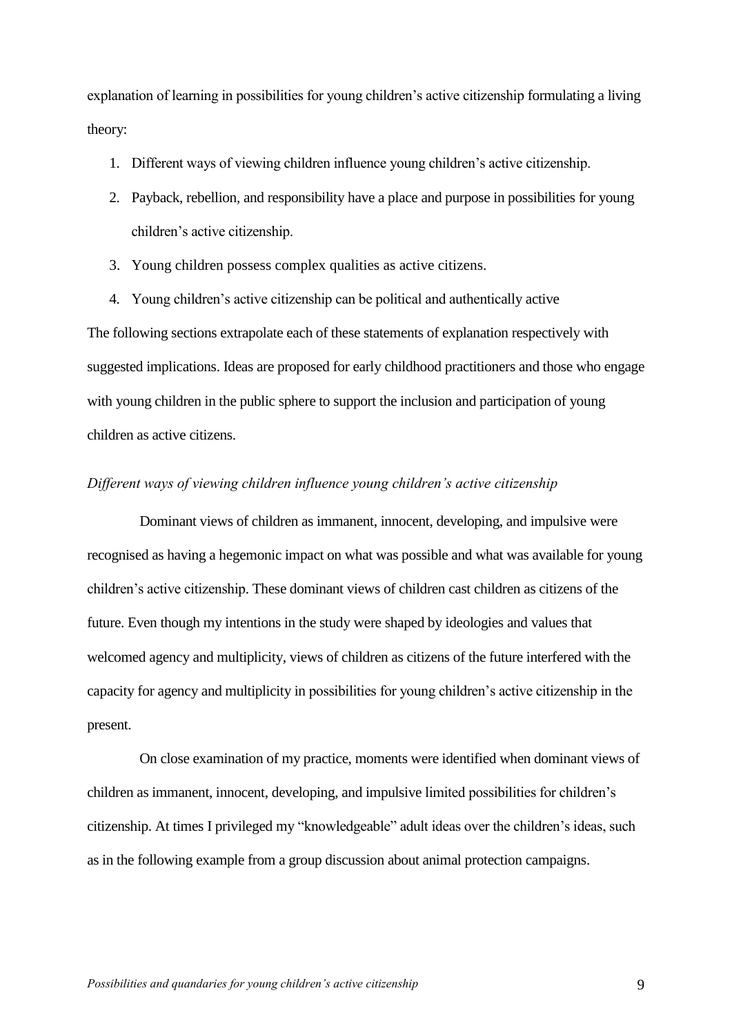explanation of learning in possibilities for young children's active citizenship formulating a living theory:

1. Different ways of viewing children influence young children's active citizenship.
2. Payback, rebellion, and responsibility have a place and purpose in possibilities for young children's active citizenship.
3. Young children possess complex qualities as active citizens.
4. Young children's active citizenship can be political and authentically active

The following sections extrapolate each of these statements of explanation respectively with suggested implications. Ideas are proposed for early childhood practitioners and those who engage with young children in the public sphere to support the inclusion and participation of young children as active citizens.

### *Different ways of viewing children influence young children's active citizenship*

Dominant views of children as immanent, innocent, developing, and impulsive were recognised as having a hegemonic impact on what was possible and what was available for young children's active citizenship. These dominant views of children cast children as citizens of the future. Even though my intentions in the study were shaped by ideologies and values that welcomed agency and multiplicity, views of children as citizens of the future interfered with the capacity for agency and multiplicity in possibilities for young children's active citizenship in the present.

On close examination of my practice, moments were identified when dominant views of children as immanent, innocent, developing, and impulsive limited possibilities for children's citizenship. At times I privileged my "knowledgeable" adult ideas over the children's ideas, such as in the following example from a group discussion about animal protection campaigns.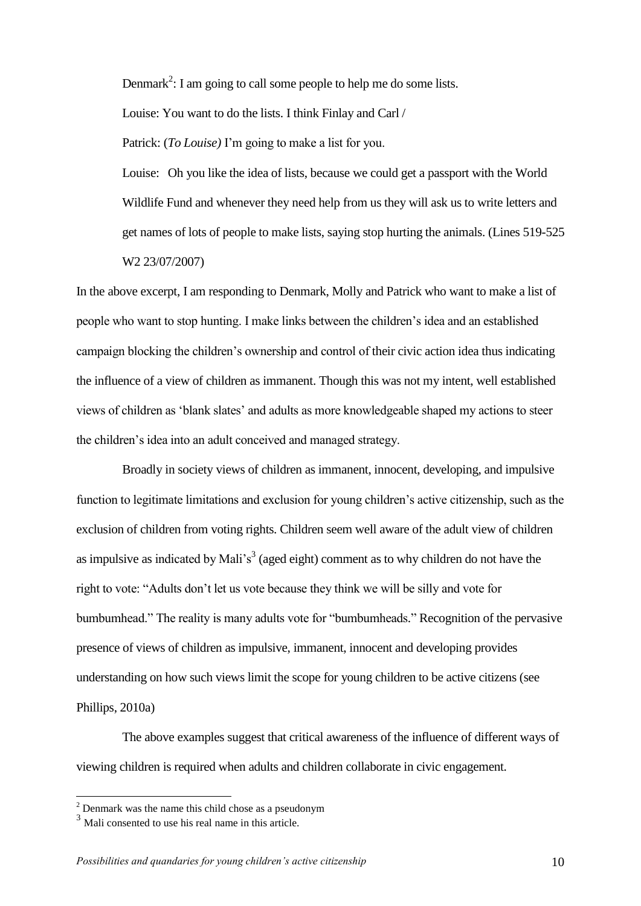> Denmark[2]: I am going to call some people to help me do some lists.
>
> Louise: You want to do the lists. I think Finlay and Carl /
>
> Patrick: (*To Louise)* I'm going to make a list for you.
>
> Louise: Oh you like the idea of lists, because we could get a passport with the World Wildlife Fund and whenever they need help from us they will ask us to write letters and get names of lots of people to make lists, saying stop hurting the animals. (Lines 519-525 W2 23/07/2007)

In the above excerpt, I am responding to Denmark, Molly and Patrick who want to make a list of people who want to stop hunting. I make links between the children's idea and an established campaign blocking the children's ownership and control of their civic action idea thus indicating the influence of a view of children as immanent. Though this was not my intent, well established views of children as 'blank slates' and adults as more knowledgeable shaped my actions to steer the children's idea into an adult conceived and managed strategy.

Broadly in society views of children as immanent, innocent, developing, and impulsive function to legitimate limitations and exclusion for young children's active citizenship, such as the exclusion of children from voting rights. Children seem well aware of the adult view of children as impulsive as indicated by Mali's[3] (aged eight) comment as to why children do not have the right to vote: "Adults don't let us vote because they think we will be silly and vote for bumbumhead." The reality is many adults vote for "bumbumheads." Recognition of the pervasive presence of views of children as impulsive, immanent, innocent and developing provides understanding on how such views limit the scope for young children to be active citizens (see Phillips, 2010a)

The above examples suggest that critical awareness of the influence of different ways of viewing children is required when adults and children collaborate in civic engagement.

---

[2] Denmark was the name this child chose as a pseudonym

[3] Mali consented to use his real name in this article.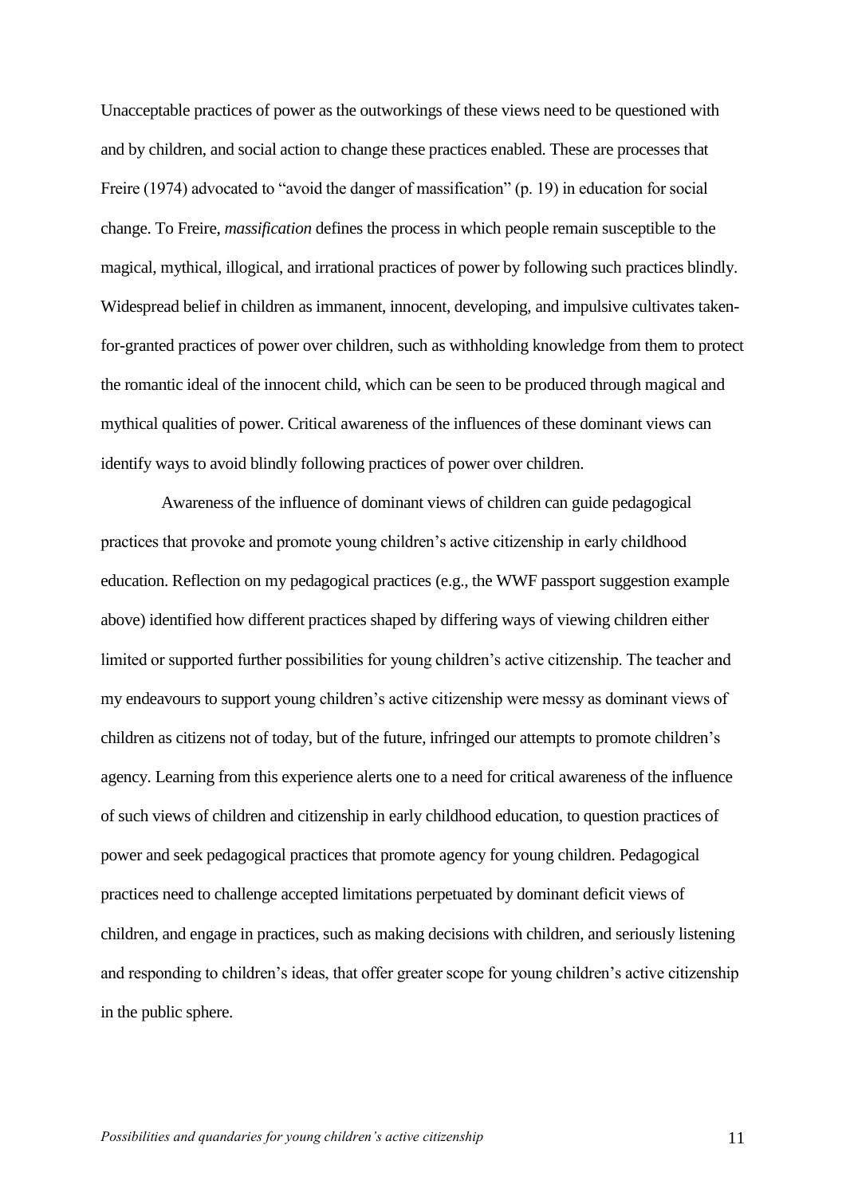Unacceptable practices of power as the outworkings of these views need to be questioned with and by children, and social action to change these practices enabled. These are processes that Freire (1974) advocated to "avoid the danger of massification" (p. 19) in education for social change. To Freire, *massification* defines the process in which people remain susceptible to the magical, mythical, illogical, and irrational practices of power by following such practices blindly. Widespread belief in children as immanent, innocent, developing, and impulsive cultivates taken-for-granted practices of power over children, such as withholding knowledge from them to protect the romantic ideal of the innocent child, which can be seen to be produced through magical and mythical qualities of power. Critical awareness of the influences of these dominant views can identify ways to avoid blindly following practices of power over children.

Awareness of the influence of dominant views of children can guide pedagogical practices that provoke and promote young children's active citizenship in early childhood education. Reflection on my pedagogical practices (e.g., the WWF passport suggestion example above) identified how different practices shaped by differing ways of viewing children either limited or supported further possibilities for young children's active citizenship. The teacher and my endeavours to support young children's active citizenship were messy as dominant views of children as citizens not of today, but of the future, infringed our attempts to promote children's agency. Learning from this experience alerts one to a need for critical awareness of the influence of such views of children and citizenship in early childhood education, to question practices of power and seek pedagogical practices that promote agency for young children. Pedagogical practices need to challenge accepted limitations perpetuated by dominant deficit views of children, and engage in practices, such as making decisions with children, and seriously listening and responding to children's ideas, that offer greater scope for young children's active citizenship in the public sphere.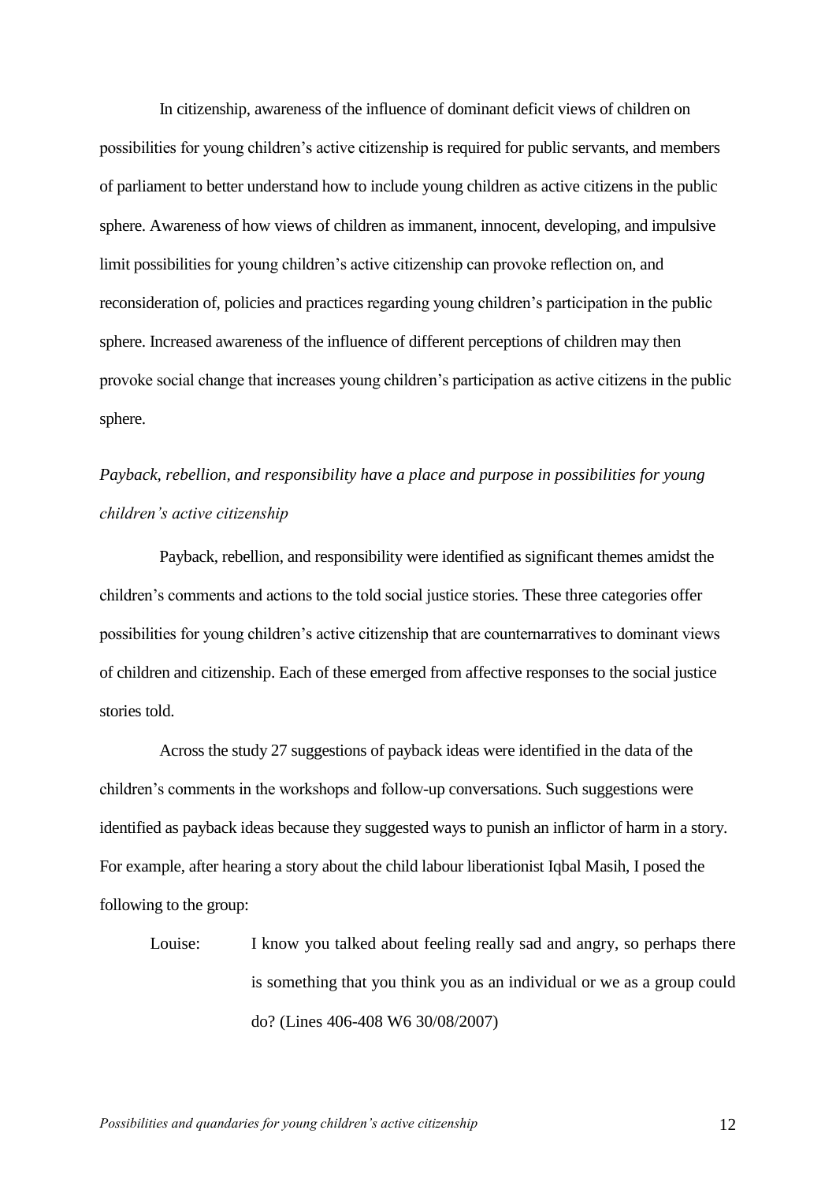In citizenship, awareness of the influence of dominant deficit views of children on possibilities for young children's active citizenship is required for public servants, and members of parliament to better understand how to include young children as active citizens in the public sphere. Awareness of how views of children as immanent, innocent, developing, and impulsive limit possibilities for young children's active citizenship can provoke reflection on, and reconsideration of, policies and practices regarding young children's participation in the public sphere. Increased awareness of the influence of different perceptions of children may then provoke social change that increases young children's participation as active citizens in the public sphere.

*Payback, rebellion, and responsibility have a place and purpose in possibilities for young children's active citizenship*

Payback, rebellion, and responsibility were identified as significant themes amidst the children's comments and actions to the told social justice stories. These three categories offer possibilities for young children's active citizenship that are counternarratives to dominant views of children and citizenship. Each of these emerged from affective responses to the social justice stories told.

Across the study 27 suggestions of payback ideas were identified in the data of the children's comments in the workshops and follow-up conversations. Such suggestions were identified as payback ideas because they suggested ways to punish an inflictor of harm in a story. For example, after hearing a story about the child labour liberationist Iqbal Masih, I posed the following to the group:

> Louise: I know you talked about feeling really sad and angry, so perhaps there is something that you think you as an individual or we as a group could do? (Lines 406-408 W6 30/08/2007)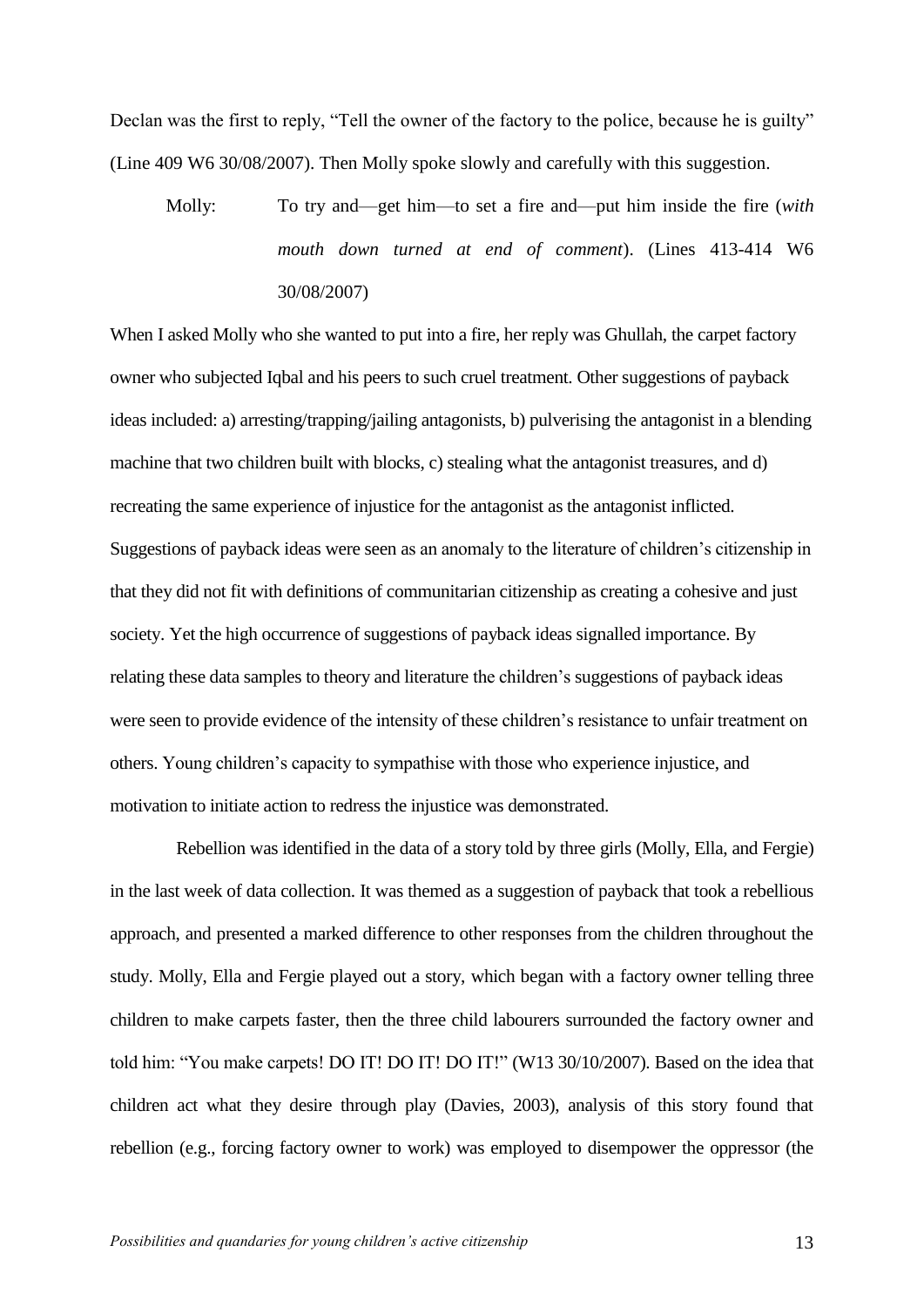Declan was the first to reply, “Tell the owner of the factory to the police, because he is guilty” (Line 409 W6 30/08/2007). Then Molly spoke slowly and carefully with this suggestion.

> Molly: To try and—get him—to set a fire and—put him inside the fire (*with mouth down turned at end of comment*). (Lines 413-414 W6 30/08/2007)

When I asked Molly who she wanted to put into a fire, her reply was Ghullah, the carpet factory owner who subjected Iqbal and his peers to such cruel treatment. Other suggestions of payback ideas included: a) arresting/trapping/jailing antagonists, b) pulverising the antagonist in a blending machine that two children built with blocks, c) stealing what the antagonist treasures, and d) recreating the same experience of injustice for the antagonist as the antagonist inflicted. Suggestions of payback ideas were seen as an anomaly to the literature of children’s citizenship in that they did not fit with definitions of communitarian citizenship as creating a cohesive and just society. Yet the high occurrence of suggestions of payback ideas signalled importance. By relating these data samples to theory and literature the children’s suggestions of payback ideas were seen to provide evidence of the intensity of these children’s resistance to unfair treatment on others. Young children’s capacity to sympathise with those who experience injustice, and motivation to initiate action to redress the injustice was demonstrated.

Rebellion was identified in the data of a story told by three girls (Molly, Ella, and Fergie) in the last week of data collection. It was themed as a suggestion of payback that took a rebellious approach, and presented a marked difference to other responses from the children throughout the study. Molly, Ella and Fergie played out a story, which began with a factory owner telling three children to make carpets faster, then the three child labourers surrounded the factory owner and told him: “You make carpets! DO IT! DO IT! DO IT!” (W13 30/10/2007). Based on the idea that children act what they desire through play (Davies, 2003), analysis of this story found that rebellion (e.g., forcing factory owner to work) was employed to disempower the oppressor (the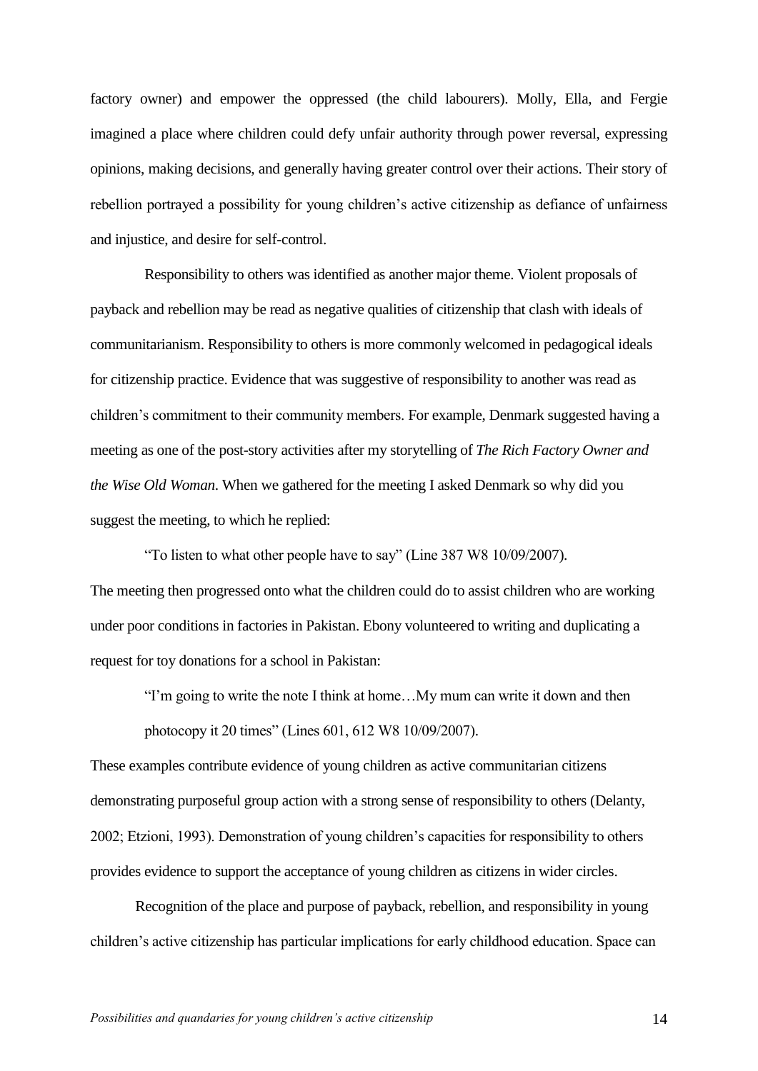factory owner) and empower the oppressed (the child labourers). Molly, Ella, and Fergie imagined a place where children could defy unfair authority through power reversal, expressing opinions, making decisions, and generally having greater control over their actions. Their story of rebellion portrayed a possibility for young children's active citizenship as defiance of unfairness and injustice, and desire for self-control.

Responsibility to others was identified as another major theme. Violent proposals of payback and rebellion may be read as negative qualities of citizenship that clash with ideals of communitarianism. Responsibility to others is more commonly welcomed in pedagogical ideals for citizenship practice. Evidence that was suggestive of responsibility to another was read as children's commitment to their community members. For example, Denmark suggested having a meeting as one of the post-story activities after my storytelling of *The Rich Factory Owner and the Wise Old Woman*. When we gathered for the meeting I asked Denmark so why did you suggest the meeting, to which he replied:

> "To listen to what other people have to say" (Line 387 W8 10/09/2007).

The meeting then progressed onto what the children could do to assist children who are working under poor conditions in factories in Pakistan. Ebony volunteered to writing and duplicating a request for toy donations for a school in Pakistan:

> "I'm going to write the note I think at home…My mum can write it down and then photocopy it 20 times" (Lines 601, 612 W8 10/09/2007).

These examples contribute evidence of young children as active communitarian citizens demonstrating purposeful group action with a strong sense of responsibility to others (Delanty, 2002; Etzioni, 1993). Demonstration of young children's capacities for responsibility to others provides evidence to support the acceptance of young children as citizens in wider circles.

Recognition of the place and purpose of payback, rebellion, and responsibility in young children's active citizenship has particular implications for early childhood education. Space can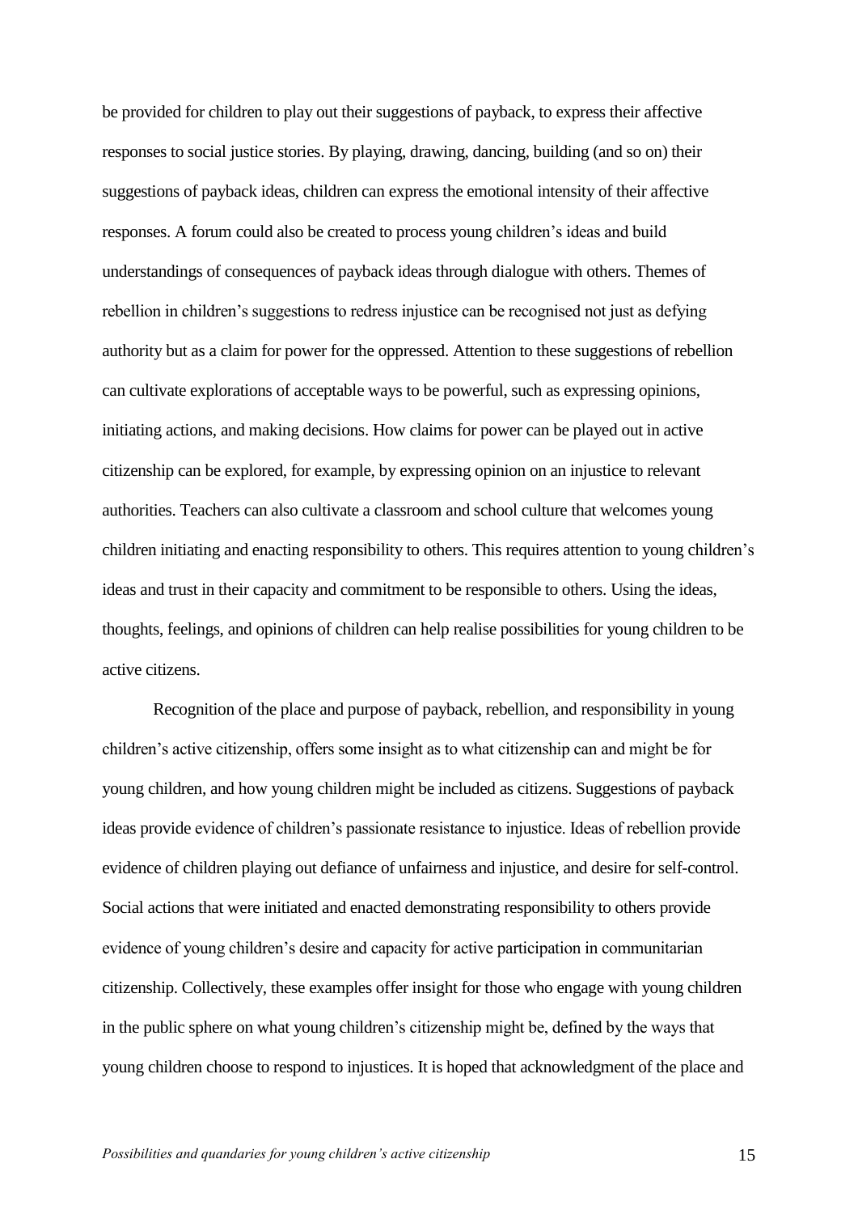be provided for children to play out their suggestions of payback, to express their affective responses to social justice stories. By playing, drawing, dancing, building (and so on) their suggestions of payback ideas, children can express the emotional intensity of their affective responses. A forum could also be created to process young children's ideas and build understandings of consequences of payback ideas through dialogue with others. Themes of rebellion in children's suggestions to redress injustice can be recognised not just as defying authority but as a claim for power for the oppressed. Attention to these suggestions of rebellion can cultivate explorations of acceptable ways to be powerful, such as expressing opinions, initiating actions, and making decisions. How claims for power can be played out in active citizenship can be explored, for example, by expressing opinion on an injustice to relevant authorities. Teachers can also cultivate a classroom and school culture that welcomes young children initiating and enacting responsibility to others. This requires attention to young children's ideas and trust in their capacity and commitment to be responsible to others. Using the ideas, thoughts, feelings, and opinions of children can help realise possibilities for young children to be active citizens.

Recognition of the place and purpose of payback, rebellion, and responsibility in young children's active citizenship, offers some insight as to what citizenship can and might be for young children, and how young children might be included as citizens. Suggestions of payback ideas provide evidence of children's passionate resistance to injustice. Ideas of rebellion provide evidence of children playing out defiance of unfairness and injustice, and desire for self-control. Social actions that were initiated and enacted demonstrating responsibility to others provide evidence of young children's desire and capacity for active participation in communitarian citizenship. Collectively, these examples offer insight for those who engage with young children in the public sphere on what young children's citizenship might be, defined by the ways that young children choose to respond to injustices. It is hoped that acknowledgment of the place and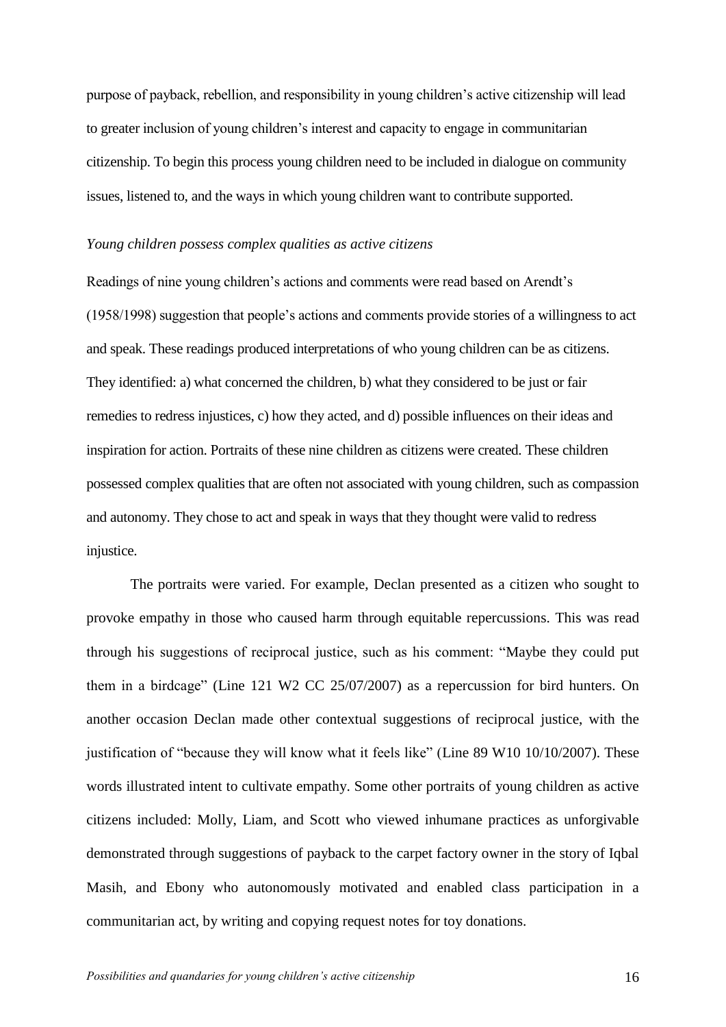purpose of payback, rebellion, and responsibility in young children's active citizenship will lead to greater inclusion of young children's interest and capacity to engage in communitarian citizenship. To begin this process young children need to be included in dialogue on community issues, listened to, and the ways in which young children want to contribute supported.

*Young children possess complex qualities as active citizens*

Readings of nine young children's actions and comments were read based on Arendt's (1958/1998) suggestion that people's actions and comments provide stories of a willingness to act and speak. These readings produced interpretations of who young children can be as citizens. They identified: a) what concerned the children, b) what they considered to be just or fair remedies to redress injustices, c) how they acted, and d) possible influences on their ideas and inspiration for action. Portraits of these nine children as citizens were created. These children possessed complex qualities that are often not associated with young children, such as compassion and autonomy. They chose to act and speak in ways that they thought were valid to redress injustice.

The portraits were varied. For example, Declan presented as a citizen who sought to provoke empathy in those who caused harm through equitable repercussions. This was read through his suggestions of reciprocal justice, such as his comment: "Maybe they could put them in a birdcage" (Line 121 W2 CC 25/07/2007) as a repercussion for bird hunters. On another occasion Declan made other contextual suggestions of reciprocal justice, with the justification of "because they will know what it feels like" (Line 89 W10 10/10/2007). These words illustrated intent to cultivate empathy. Some other portraits of young children as active citizens included: Molly, Liam, and Scott who viewed inhumane practices as unforgivable demonstrated through suggestions of payback to the carpet factory owner in the story of Iqbal Masih, and Ebony who autonomously motivated and enabled class participation in a communitarian act, by writing and copying request notes for toy donations.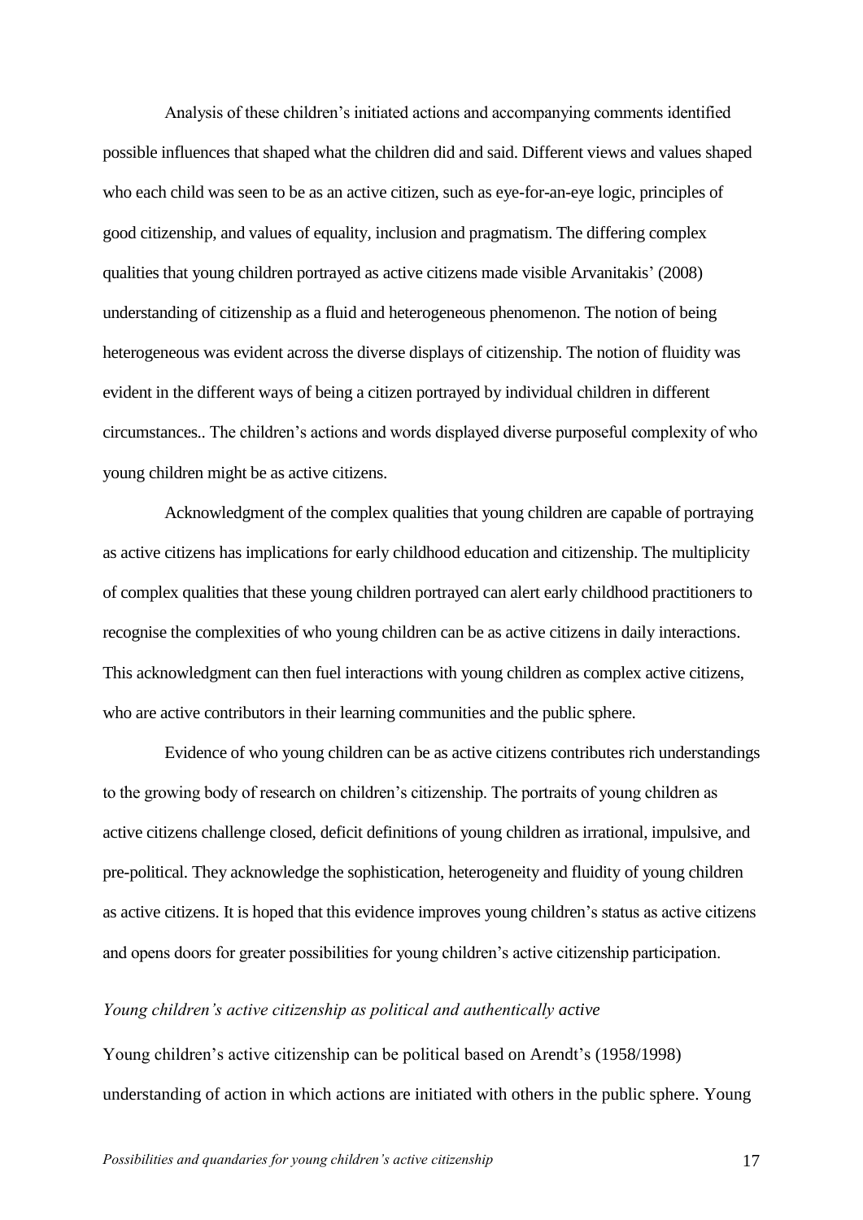Analysis of these children's initiated actions and accompanying comments identified possible influences that shaped what the children did and said. Different views and values shaped who each child was seen to be as an active citizen, such as eye-for-an-eye logic, principles of good citizenship, and values of equality, inclusion and pragmatism. The differing complex qualities that young children portrayed as active citizens made visible Arvanitakis' (2008) understanding of citizenship as a fluid and heterogeneous phenomenon. The notion of being heterogeneous was evident across the diverse displays of citizenship. The notion of fluidity was evident in the different ways of being a citizen portrayed by individual children in different circumstances.. The children's actions and words displayed diverse purposeful complexity of who young children might be as active citizens.

Acknowledgment of the complex qualities that young children are capable of portraying as active citizens has implications for early childhood education and citizenship. The multiplicity of complex qualities that these young children portrayed can alert early childhood practitioners to recognise the complexities of who young children can be as active citizens in daily interactions. This acknowledgment can then fuel interactions with young children as complex active citizens, who are active contributors in their learning communities and the public sphere.

Evidence of who young children can be as active citizens contributes rich understandings to the growing body of research on children's citizenship. The portraits of young children as active citizens challenge closed, deficit definitions of young children as irrational, impulsive, and pre-political. They acknowledge the sophistication, heterogeneity and fluidity of young children as active citizens. It is hoped that this evidence improves young children's status as active citizens and opens doors for greater possibilities for young children's active citizenship participation.

*Young children's active citizenship as political and authentically active*

Young children's active citizenship can be political based on Arendt's (1958/1998) understanding of action in which actions are initiated with others in the public sphere. Young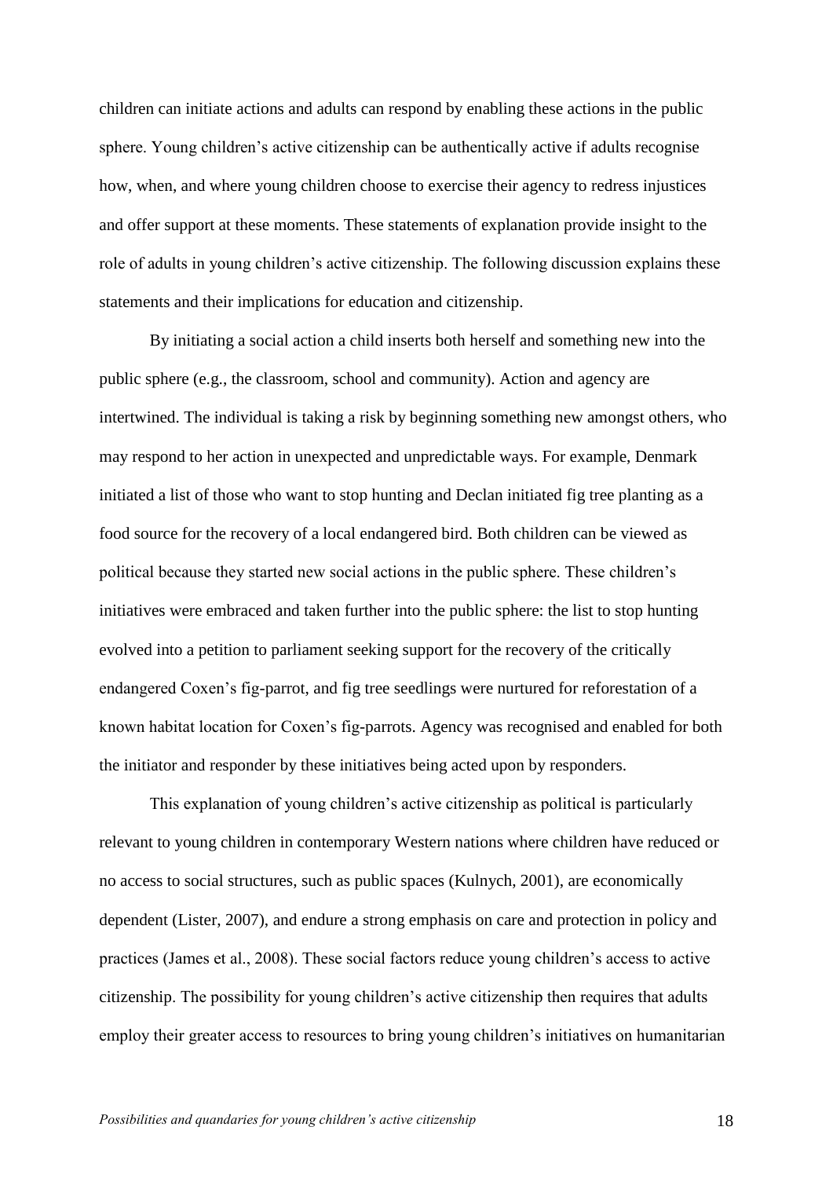children can initiate actions and adults can respond by enabling these actions in the public sphere. Young children's active citizenship can be authentically active if adults recognise how, when, and where young children choose to exercise their agency to redress injustices and offer support at these moments. These statements of explanation provide insight to the role of adults in young children's active citizenship. The following discussion explains these statements and their implications for education and citizenship.

By initiating a social action a child inserts both herself and something new into the public sphere (e.g., the classroom, school and community). Action and agency are intertwined. The individual is taking a risk by beginning something new amongst others, who may respond to her action in unexpected and unpredictable ways. For example, Denmark initiated a list of those who want to stop hunting and Declan initiated fig tree planting as a food source for the recovery of a local endangered bird. Both children can be viewed as political because they started new social actions in the public sphere. These children's initiatives were embraced and taken further into the public sphere: the list to stop hunting evolved into a petition to parliament seeking support for the recovery of the critically endangered Coxen's fig-parrot, and fig tree seedlings were nurtured for reforestation of a known habitat location for Coxen's fig-parrots. Agency was recognised and enabled for both the initiator and responder by these initiatives being acted upon by responders.

This explanation of young children's active citizenship as political is particularly relevant to young children in contemporary Western nations where children have reduced or no access to social structures, such as public spaces (Kulnych, 2001), are economically dependent (Lister, 2007), and endure a strong emphasis on care and protection in policy and practices (James et al., 2008). These social factors reduce young children's access to active citizenship. The possibility for young children's active citizenship then requires that adults employ their greater access to resources to bring young children's initiatives on humanitarian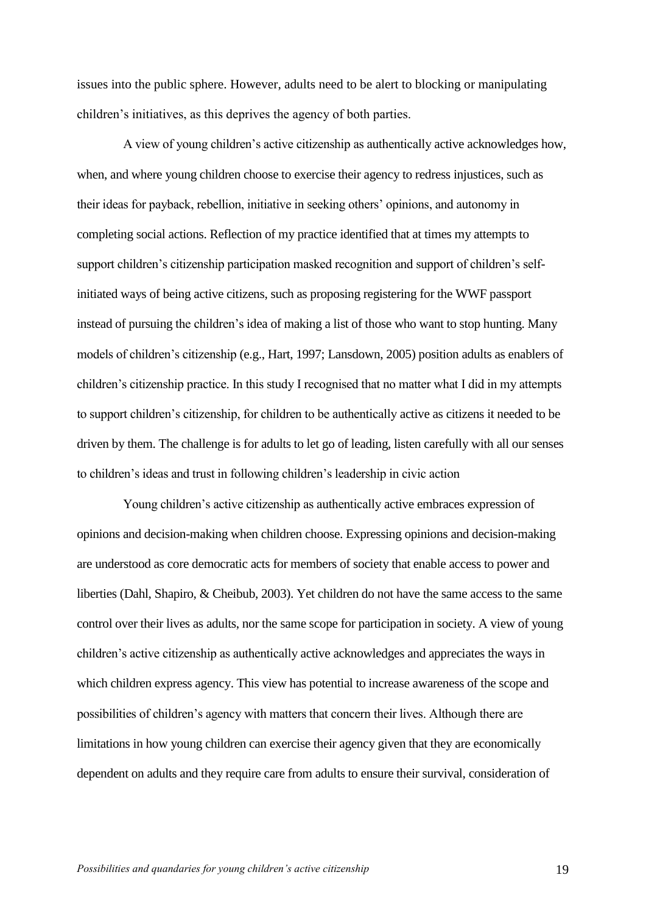issues into the public sphere. However, adults need to be alert to blocking or manipulating children's initiatives, as this deprives the agency of both parties.

A view of young children's active citizenship as authentically active acknowledges how, when, and where young children choose to exercise their agency to redress injustices, such as their ideas for payback, rebellion, initiative in seeking others' opinions, and autonomy in completing social actions. Reflection of my practice identified that at times my attempts to support children's citizenship participation masked recognition and support of children's self-initiated ways of being active citizens, such as proposing registering for the WWF passport instead of pursuing the children's idea of making a list of those who want to stop hunting. Many models of children's citizenship (e.g., Hart, 1997; Lansdown, 2005) position adults as enablers of children's citizenship practice. In this study I recognised that no matter what I did in my attempts to support children's citizenship, for children to be authentically active as citizens it needed to be driven by them. The challenge is for adults to let go of leading, listen carefully with all our senses to children's ideas and trust in following children's leadership in civic action

Young children's active citizenship as authentically active embraces expression of opinions and decision-making when children choose. Expressing opinions and decision-making are understood as core democratic acts for members of society that enable access to power and liberties (Dahl, Shapiro, & Cheibub, 2003). Yet children do not have the same access to the same control over their lives as adults, nor the same scope for participation in society. A view of young children's active citizenship as authentically active acknowledges and appreciates the ways in which children express agency. This view has potential to increase awareness of the scope and possibilities of children's agency with matters that concern their lives. Although there are limitations in how young children can exercise their agency given that they are economically dependent on adults and they require care from adults to ensure their survival, consideration of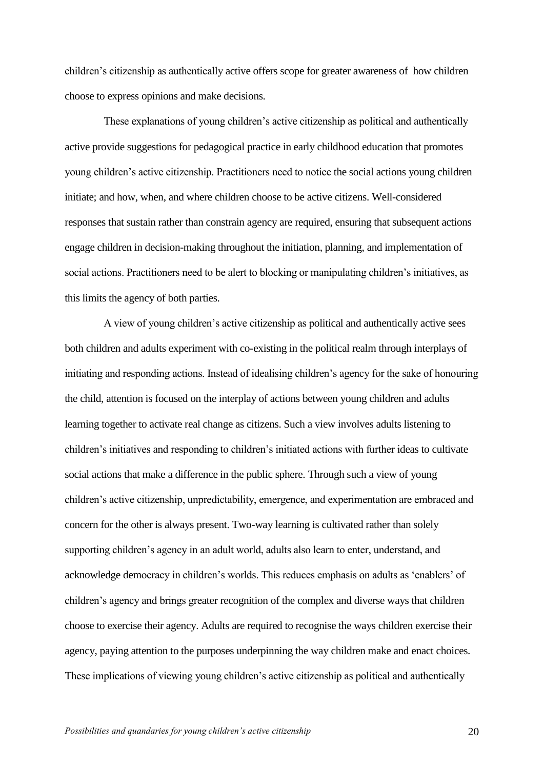children's citizenship as authentically active offers scope for greater awareness of how children choose to express opinions and make decisions.

These explanations of young children's active citizenship as political and authentically active provide suggestions for pedagogical practice in early childhood education that promotes young children's active citizenship. Practitioners need to notice the social actions young children initiate; and how, when, and where children choose to be active citizens. Well-considered responses that sustain rather than constrain agency are required, ensuring that subsequent actions engage children in decision-making throughout the initiation, planning, and implementation of social actions. Practitioners need to be alert to blocking or manipulating children's initiatives, as this limits the agency of both parties.

A view of young children's active citizenship as political and authentically active sees both children and adults experiment with co-existing in the political realm through interplays of initiating and responding actions. Instead of idealising children's agency for the sake of honouring the child, attention is focused on the interplay of actions between young children and adults learning together to activate real change as citizens. Such a view involves adults listening to children's initiatives and responding to children's initiated actions with further ideas to cultivate social actions that make a difference in the public sphere. Through such a view of young children's active citizenship, unpredictability, emergence, and experimentation are embraced and concern for the other is always present. Two-way learning is cultivated rather than solely supporting children's agency in an adult world, adults also learn to enter, understand, and acknowledge democracy in children's worlds. This reduces emphasis on adults as 'enablers' of children's agency and brings greater recognition of the complex and diverse ways that children choose to exercise their agency. Adults are required to recognise the ways children exercise their agency, paying attention to the purposes underpinning the way children make and enact choices. These implications of viewing young children's active citizenship as political and authentically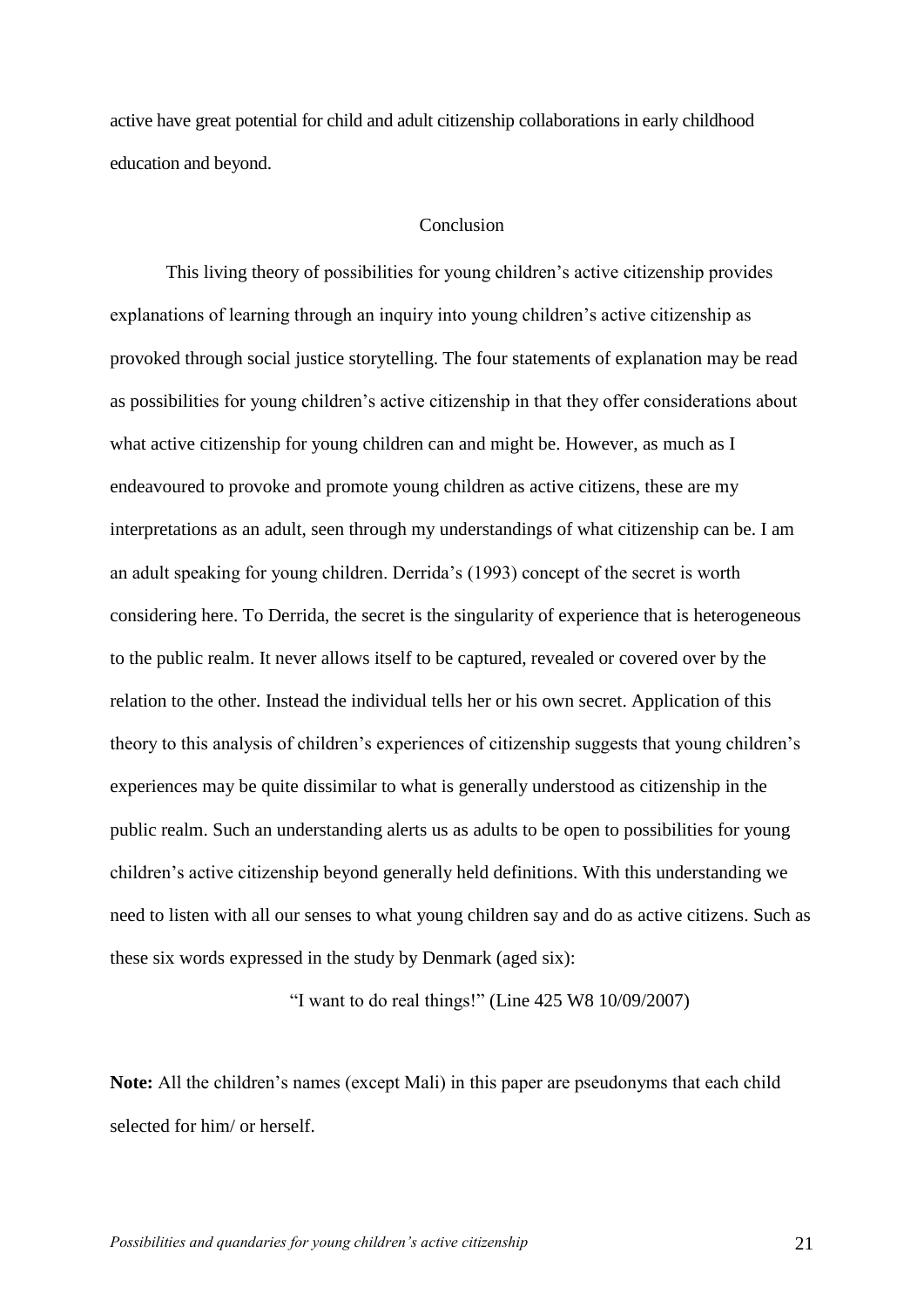active have great potential for child and adult citizenship collaborations in early childhood education and beyond.

## Conclusion

This living theory of possibilities for young children's active citizenship provides explanations of learning through an inquiry into young children's active citizenship as provoked through social justice storytelling. The four statements of explanation may be read as possibilities for young children's active citizenship in that they offer considerations about what active citizenship for young children can and might be. However, as much as I endeavoured to provoke and promote young children as active citizens, these are my interpretations as an adult, seen through my understandings of what citizenship can be. I am an adult speaking for young children. Derrida's (1993) concept of the secret is worth considering here. To Derrida, the secret is the singularity of experience that is heterogeneous to the public realm. It never allows itself to be captured, revealed or covered over by the relation to the other. Instead the individual tells her or his own secret. Application of this theory to this analysis of children's experiences of citizenship suggests that young children's experiences may be quite dissimilar to what is generally understood as citizenship in the public realm. Such an understanding alerts us as adults to be open to possibilities for young children's active citizenship beyond generally held definitions. With this understanding we need to listen with all our senses to what young children say and do as active citizens. Such as these six words expressed in the study by Denmark (aged six):

"I want to do real things!" (Line 425 W8 10/09/2007)

**Note:** All the children's names (except Mali) in this paper are pseudonyms that each child selected for him/ or herself.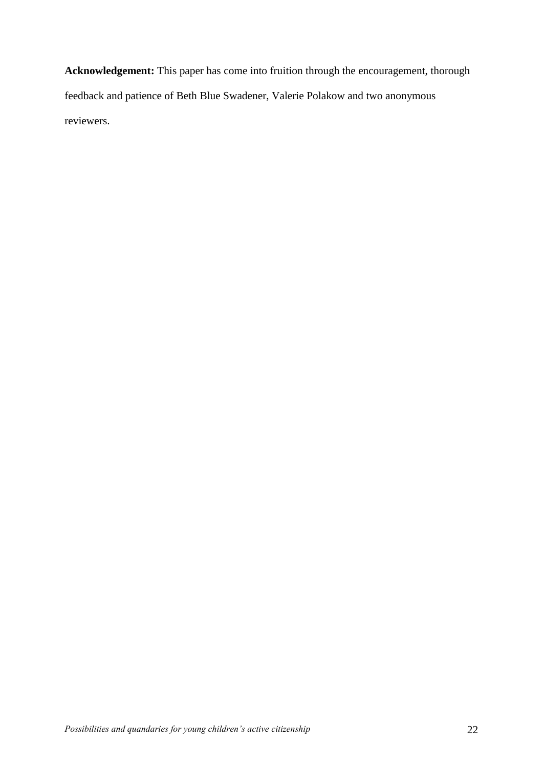**Acknowledgement:** This paper has come into fruition through the encouragement, thorough feedback and patience of Beth Blue Swadener, Valerie Polakow and two anonymous reviewers.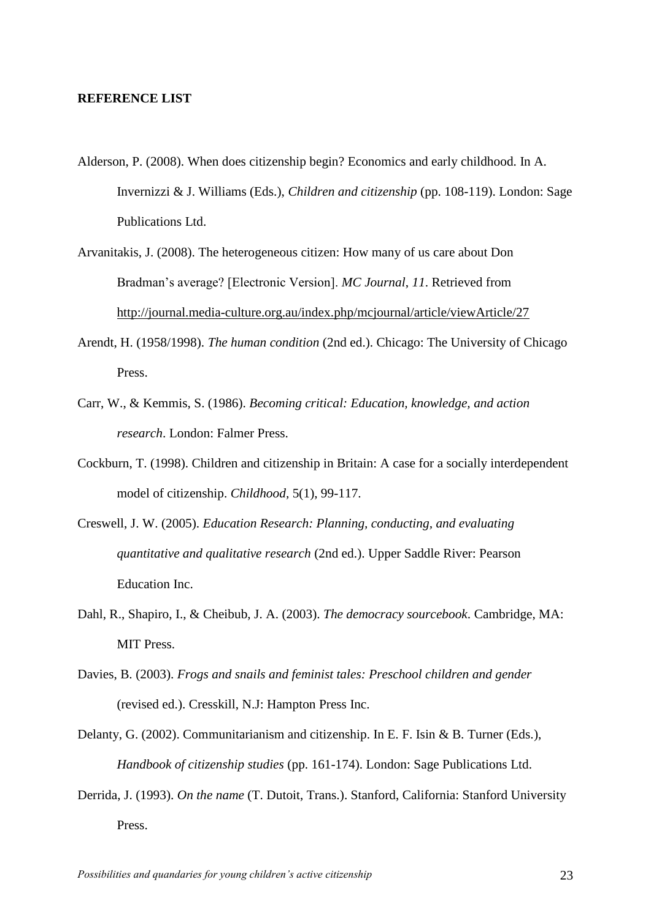**REFERENCE LIST**

Alderson, P. (2008). When does citizenship begin? Economics and early childhood. In A. Invernizzi & J. Williams (Eds.), *Children and citizenship* (pp. 108-119). London: Sage Publications Ltd.

Arvanitakis, J. (2008). The heterogeneous citizen: How many of us care about Don Bradman's average? [Electronic Version]. *MC Journal*, *11*. Retrieved from http://journal.media-culture.org.au/index.php/mcjournal/article/viewArticle/27

Arendt, H. (1958/1998). *The human condition* (2nd ed.). Chicago: The University of Chicago Press.

Carr, W., & Kemmis, S. (1986). *Becoming critical: Education, knowledge, and action research*. London: Falmer Press.

Cockburn, T. (1998). Children and citizenship in Britain: A case for a socially interdependent model of citizenship. *Childhood*, 5(1), 99-117.

Creswell, J. W. (2005). *Education Research: Planning, conducting, and evaluating quantitative and qualitative research* (2nd ed.). Upper Saddle River: Pearson Education Inc.

Dahl, R., Shapiro, I., & Cheibub, J. A. (2003). *The democracy sourcebook*. Cambridge, MA: MIT Press.

Davies, B. (2003). *Frogs and snails and feminist tales: Preschool children and gender* (revised ed.). Cresskill, N.J: Hampton Press Inc.

Delanty, G. (2002). Communitarianism and citizenship. In E. F. Isin & B. Turner (Eds.), *Handbook of citizenship studies* (pp. 161-174). London: Sage Publications Ltd.

Derrida, J. (1993). *On the name* (T. Dutoit, Trans.). Stanford, California: Stanford University Press.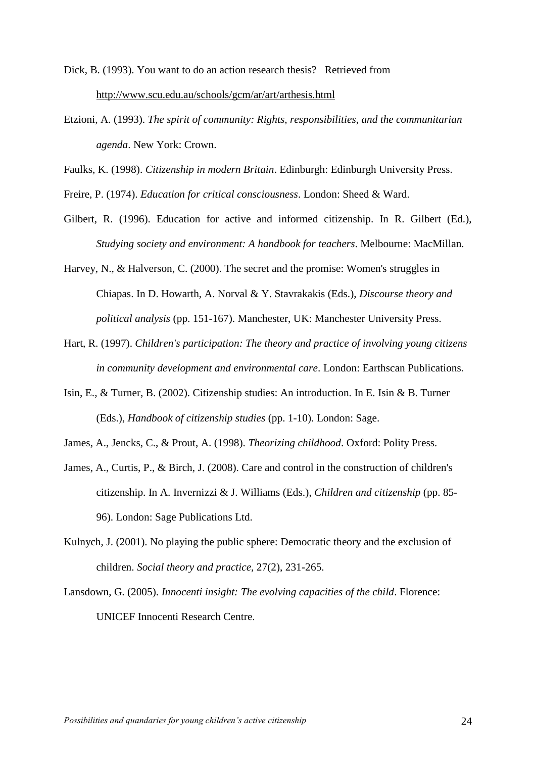Dick, B. (1993). You want to do an action research thesis? Retrieved from http://www.scu.edu.au/schools/gcm/ar/art/arthesis.html

Etzioni, A. (1993). *The spirit of community: Rights, responsibilities, and the communitarian agenda*. New York: Crown.

Faulks, K. (1998). *Citizenship in modern Britain*. Edinburgh: Edinburgh University Press.

Freire, P. (1974). *Education for critical consciousness*. London: Sheed & Ward.

Gilbert, R. (1996). Education for active and informed citizenship. In R. Gilbert (Ed.), *Studying society and environment: A handbook for teachers*. Melbourne: MacMillan.

Harvey, N., & Halverson, C. (2000). The secret and the promise: Women's struggles in Chiapas. In D. Howarth, A. Norval & Y. Stavrakakis (Eds.), *Discourse theory and political analysis* (pp. 151-167). Manchester, UK: Manchester University Press.

Hart, R. (1997). *Children's participation: The theory and practice of involving young citizens in community development and environmental care*. London: Earthscan Publications.

Isin, E., & Turner, B. (2002). Citizenship studies: An introduction. In E. Isin & B. Turner (Eds.), *Handbook of citizenship studies* (pp. 1-10). London: Sage.

James, A., Jencks, C., & Prout, A. (1998). *Theorizing childhood*. Oxford: Polity Press.

James, A., Curtis, P., & Birch, J. (2008). Care and control in the construction of children's citizenship. In A. Invernizzi & J. Williams (Eds.), *Children and citizenship* (pp. 85-96). London: Sage Publications Ltd.

Kulnych, J. (2001). No playing the public sphere: Democratic theory and the exclusion of children. *Social theory and practice*, 27(2), 231-265.

Lansdown, G. (2005). *Innocenti insight: The evolving capacities of the child*. Florence: UNICEF Innocenti Research Centre.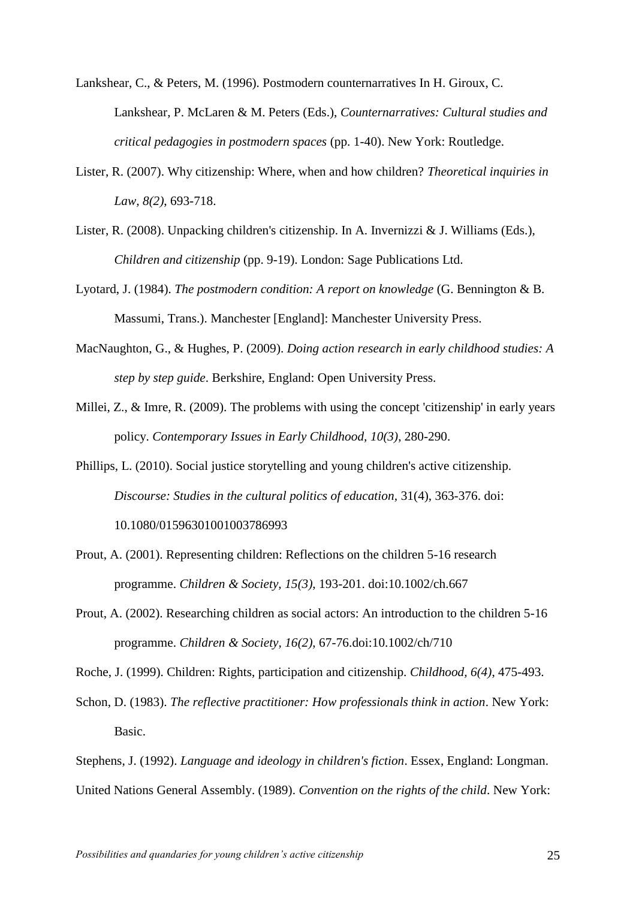Lankshear, C., & Peters, M. (1996). Postmodern counternarratives In H. Giroux, C. Lankshear, P. McLaren & M. Peters (Eds.), *Counternarratives: Cultural studies and critical pedagogies in postmodern spaces* (pp. 1-40). New York: Routledge.

Lister, R. (2007). Why citizenship: Where, when and how children? *Theoretical inquiries in Law, 8(2)*, 693-718.

Lister, R. (2008). Unpacking children's citizenship. In A. Invernizzi & J. Williams (Eds.), *Children and citizenship* (pp. 9-19). London: Sage Publications Ltd.

Lyotard, J. (1984). *The postmodern condition: A report on knowledge* (G. Bennington & B. Massumi, Trans.). Manchester [England]: Manchester University Press.

MacNaughton, G., & Hughes, P. (2009). *Doing action research in early childhood studies: A step by step guide*. Berkshire, England: Open University Press.

Millei, Z., & Imre, R. (2009). The problems with using the concept 'citizenship' in early years policy. *Contemporary Issues in Early Childhood, 10(3)*, 280-290.

Phillips, L. (2010). Social justice storytelling and young children's active citizenship. *Discourse: Studies in the cultural politics of education*, 31(4), 363-376. doi: 10.1080/01596301001003786993

Prout, A. (2001). Representing children: Reflections on the children 5-16 research programme. *Children & Society, 15(3)*, 193-201. doi:10.1002/ch.667

Prout, A. (2002). Researching children as social actors: An introduction to the children 5-16 programme. *Children & Society, 16(2)*, 67-76.doi:10.1002/ch/710

Roche, J. (1999). Children: Rights, participation and citizenship. *Childhood, 6(4)*, 475-493.

Schon, D. (1983). *The reflective practitioner: How professionals think in action*. New York: Basic.

Stephens, J. (1992). *Language and ideology in children's fiction*. Essex, England: Longman.

United Nations General Assembly. (1989). *Convention on the rights of the child*. New York: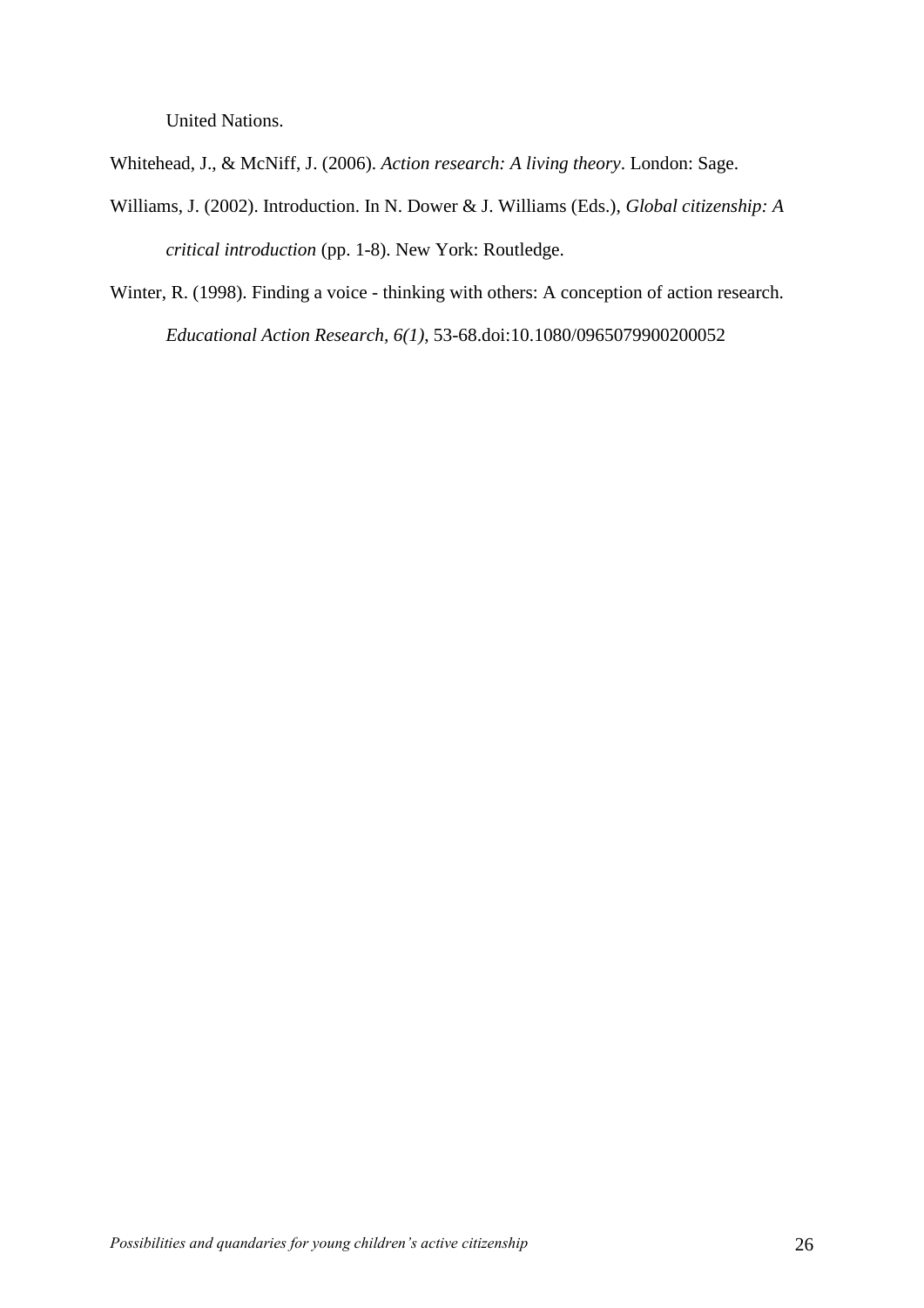United Nations.

Whitehead, J., & McNiff, J. (2006). *Action research: A living theory*. London: Sage.

Williams, J. (2002). Introduction. In N. Dower & J. Williams (Eds.), *Global citizenship: A critical introduction* (pp. 1-8). New York: Routledge.

Winter, R. (1998). Finding a voice - thinking with others: A conception of action research. *Educational Action Research, 6(1)*, 53-68.doi:10.1080/0965079900200052